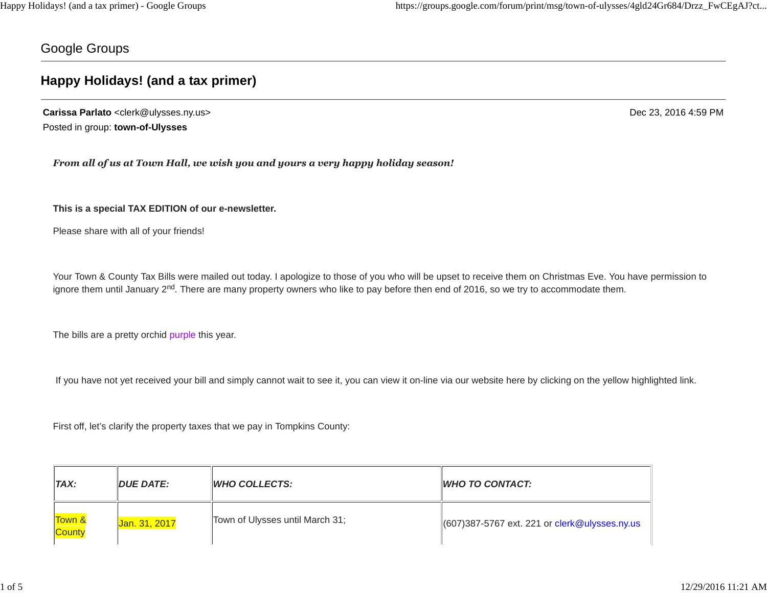Google Groups

# Happy Holidays! (and a tax primer)

**Carissa Parlato** <clerk@ulysses.ny.us>
Posted in group: **town-of-Ulysses**

Dec 23, 2016 4:59 PM

***From all of us at Town Hall, we wish you and yours a very happy holiday season!***

**This is a special TAX EDITION of our e-newsletter.**

Please share with all of your friends!

Your Town & County Tax Bills were mailed out today. I apologize to those of you who will be upset to receive them on Christmas Eve. You have permission to ignore them until January 2nd. There are many property owners who like to pay before then end of 2016, so we try to accommodate them.

The bills are a pretty orchid purple this year.

If you have not yet received your bill and simply cannot wait to see it, you can view it on-line via our website here by clicking on the yellow highlighted link.

First off, let's clarify the property taxes that we pay in Tompkins County:

| *TAX:* | *DUE DATE:* | *WHO COLLECTS:* | *WHO TO CONTACT:* |
|---|---|---|---|
| Town & County | Jan. 31, 2017 | Town of Ulysses until March 31; | (607)387-5767 ext. 221 or clerk@ulysses.ny.us |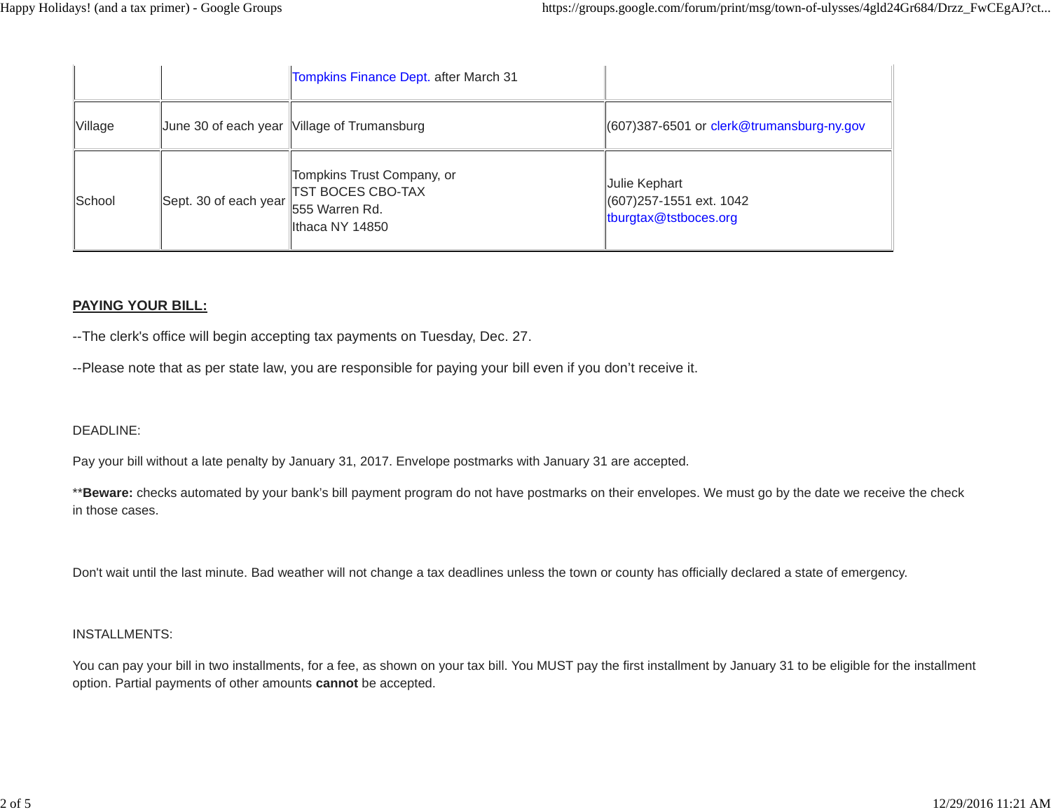| | | Tompkins Finance Dept. after March 31 | |
|---|---|---|---|
| Village | June 30 of each year | Village of Trumansburg | (607)387-6501 or clerk@trumansburg-ny.gov |
| School | Sept. 30 of each year | Tompkins Trust Company, or<br>TST BOCES CBO-TAX<br>555 Warren Rd.<br>Ithaca NY 14850 | Julie Kephart<br>(607)257-1551 ext. 1042<br>tburgtax@tstboces.org |

**PAYING YOUR BILL:**

--The clerk's office will begin accepting tax payments on Tuesday, Dec. 27.

--Please note that as per state law, you are responsible for paying your bill even if you don't receive it.

DEADLINE:

Pay your bill without a late penalty by January 31, 2017. Envelope postmarks with January 31 are accepted.

****Beware:** checks automated by your bank's bill payment program do not have postmarks on their envelopes. We must go by the date we receive the check in those cases.

Don't wait until the last minute. Bad weather will not change a tax deadlines unless the town or county has officially declared a state of emergency.

INSTALLMENTS:

You can pay your bill in two installments, for a fee, as shown on your tax bill. You MUST pay the first installment by January 31 to be eligible for the installment option. Partial payments of other amounts **cannot** be accepted.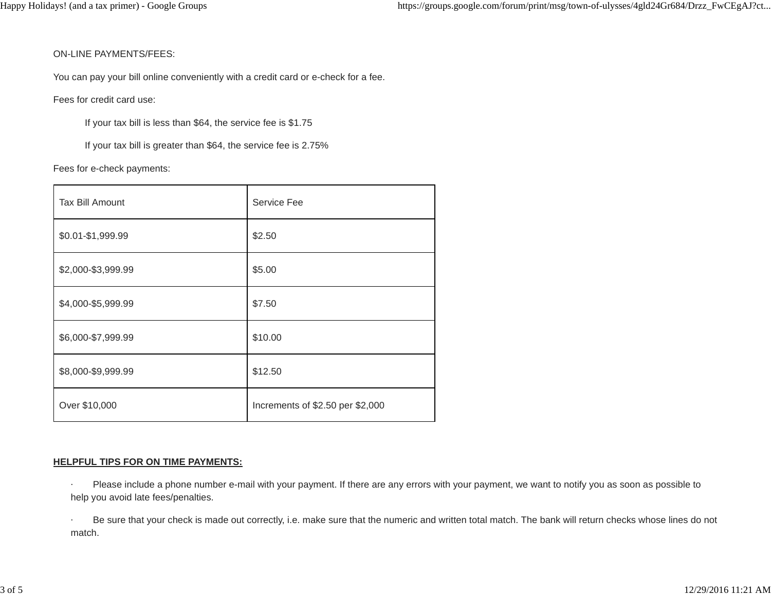ON-LINE PAYMENTS/FEES:

You can pay your bill online conveniently with a credit card or e-check for a fee.

Fees for credit card use:

> If your tax bill is less than $64, the service fee is $1.75
>
> If your tax bill is greater than $64, the service fee is 2.75%

Fees for e-check payments:

| Tax Bill Amount | Service Fee |
|---|---|
| $0.01-$1,999.99 | $2.50 |
| $2,000-$3,999.99 | $5.00 |
| $4,000-$5,999.99 | $7.50 |
| $6,000-$7,999.99 | $10.00 |
| $8,000-$9,999.99 | $12.50 |
| Over $10,000 | Increments of $2.50 per $2,000 |

**HELPFUL TIPS FOR ON TIME PAYMENTS:**

- Please include a phone number e-mail with your payment. If there are any errors with your payment, we want to notify you as soon as possible to help you avoid late fees/penalties.
- Be sure that your check is made out correctly, i.e. make sure that the numeric and written total match. The bank will return checks whose lines do not match.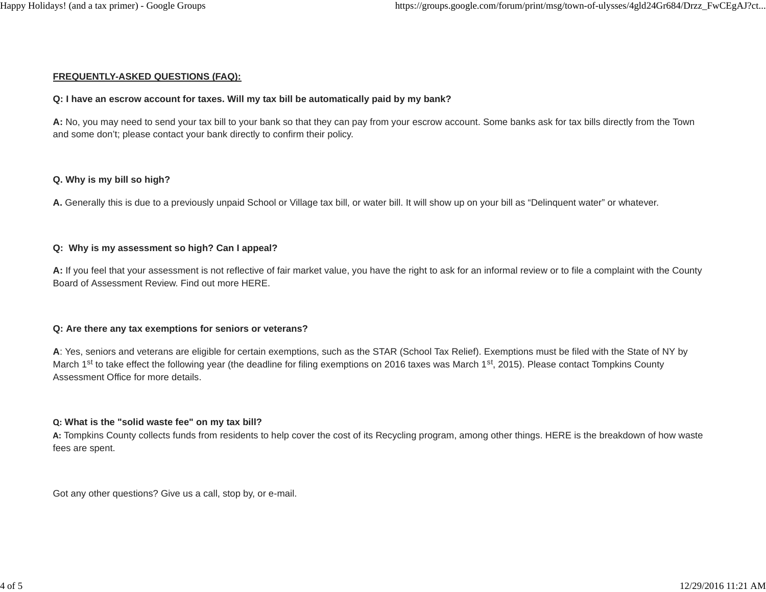**FREQUENTLY-ASKED QUESTIONS (FAQ):**

**Q: I have an escrow account for taxes. Will my tax bill be automatically paid by my bank?**

**A:** No, you may need to send your tax bill to your bank so that they can pay from your escrow account. Some banks ask for tax bills directly from the Town and some don't; please contact your bank directly to confirm their policy.

**Q. Why is my bill so high?**

**A.** Generally this is due to a previously unpaid School or Village tax bill, or water bill. It will show up on your bill as "Delinquent water" or whatever.

**Q: Why is my assessment so high? Can I appeal?**

**A:** If you feel that your assessment is not reflective of fair market value, you have the right to ask for an informal review or to file a complaint with the County Board of Assessment Review. Find out more HERE.

**Q: Are there any tax exemptions for seniors or veterans?**

**A**: Yes, seniors and veterans are eligible for certain exemptions, such as the STAR (School Tax Relief). Exemptions must be filed with the State of NY by March 1st to take effect the following year (the deadline for filing exemptions on 2016 taxes was March 1st, 2015). Please contact Tompkins County Assessment Office for more details.

**Q: What is the "solid waste fee" on my tax bill?**

**A:** Tompkins County collects funds from residents to help cover the cost of its Recycling program, among other things. HERE is the breakdown of how waste fees are spent.

Got any other questions? Give us a call, stop by, or e-mail.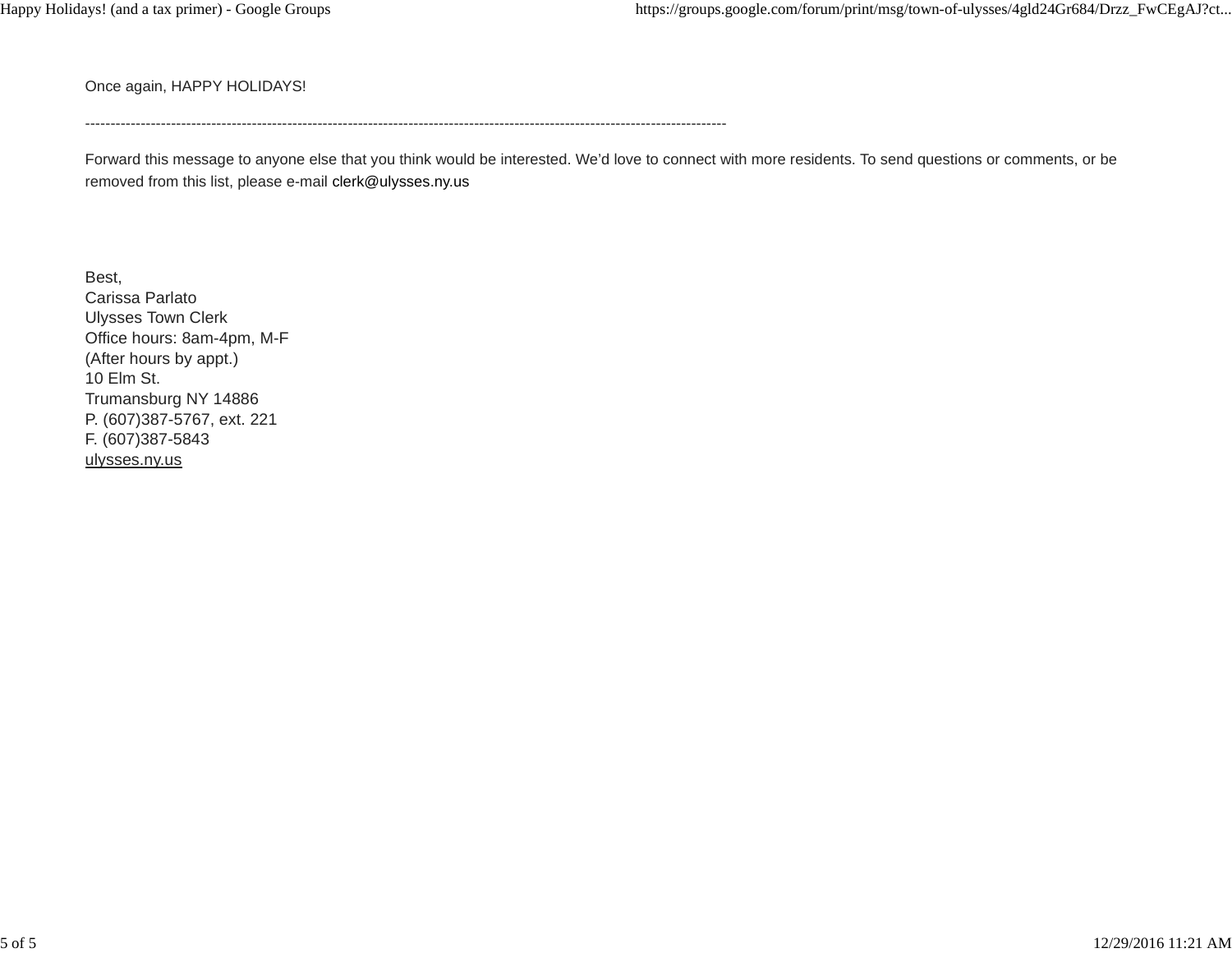Once again, HAPPY HOLIDAYS!

---

Forward this message to anyone else that you think would be interested. We'd love to connect with more residents. To send questions or comments, or be removed from this list, please e-mail clerk@ulysses.ny.us

Best,  
Carissa Parlato  
Ulysses Town Clerk  
Office hours: 8am-4pm, M-F  
(After hours by appt.)  
10 Elm St.  
Trumansburg NY 14886  
P. (607)387-5767, ext. 221  
F. (607)387-5843  
ulysses.ny.us